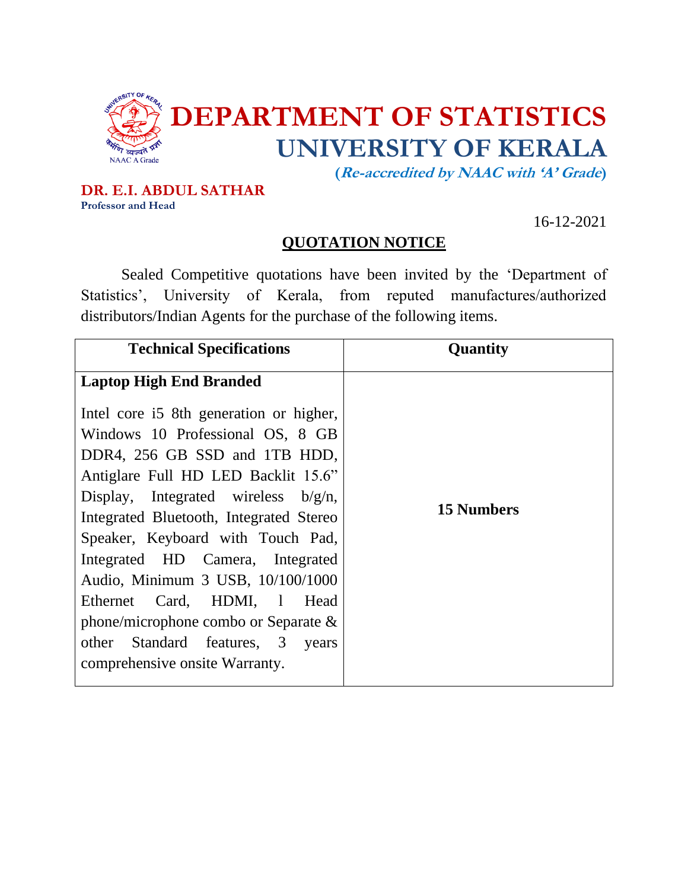# DEPARTMENT OF STATISTICS
## UNIVERSITY OF KERALA

**(*Re-accredited by NAAC with 'A' Grade*)**

**DR. E.I. ABDUL SATHAR**
**Professor and Head**

16-12-2021

## QUOTATION NOTICE

Sealed Competitive quotations have been invited by the 'Department of Statistics', University of Kerala, from reputed manufactures/authorized distributors/Indian Agents for the purchase of the following items.

| Technical Specifications | Quantity |
|---|---|
| **Laptop High End Branded**<br><br>Intel core i5 8th generation or higher, Windows 10 Professional OS, 8 GB DDR4, 256 GB SSD and 1TB HDD, Antiglare Full HD LED Backlit 15.6" Display, Integrated wireless b/g/n, Integrated Bluetooth, Integrated Stereo Speaker, Keyboard with Touch Pad, Integrated HD Camera, Integrated Audio, Minimum 3 USB, 10/100/1000 Ethernet Card, HDMI, 1 Head phone/microphone combo or Separate & other Standard features, 3 years comprehensive onsite Warranty. | **15 Numbers** |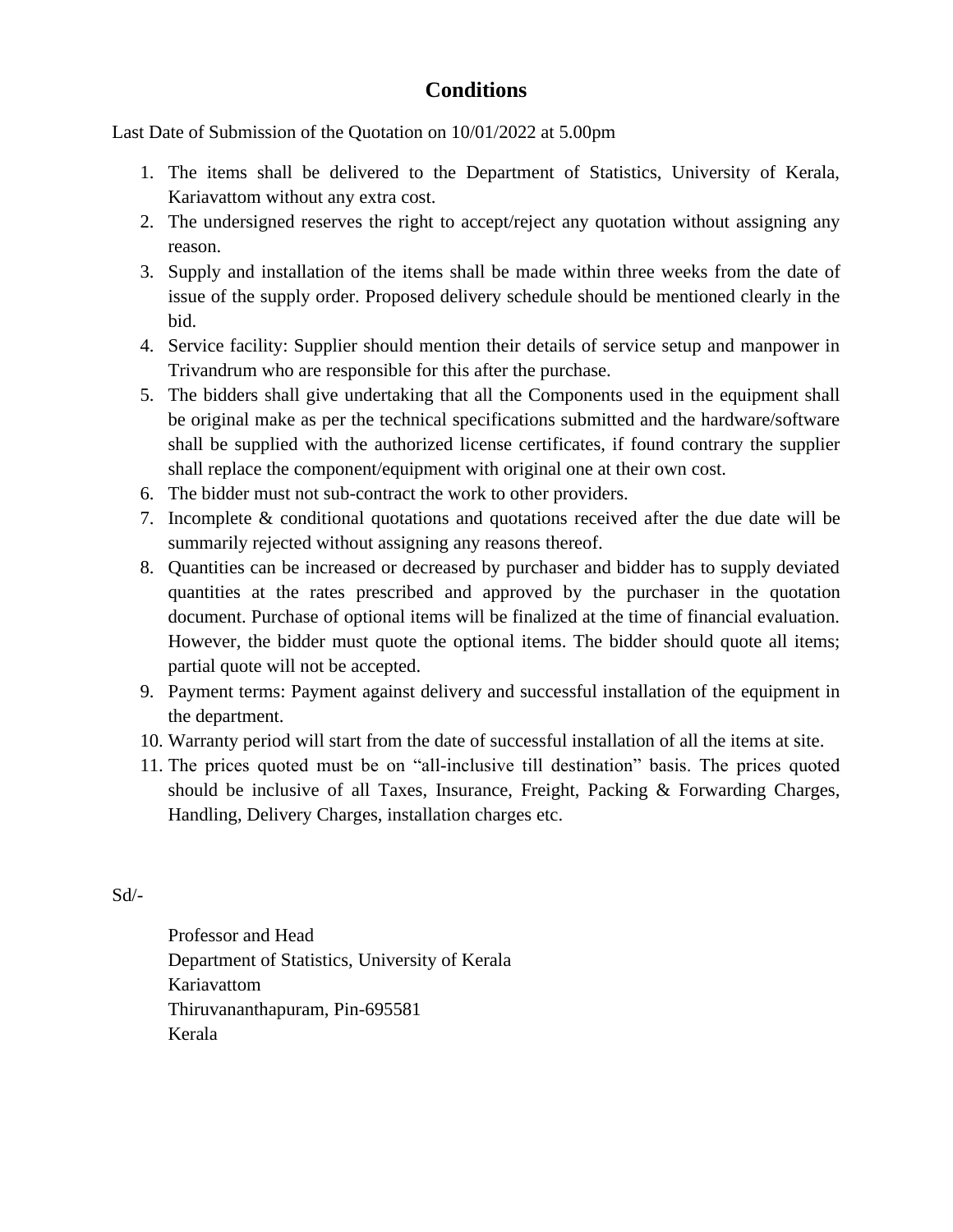# Conditions

Last Date of Submission of the Quotation on 10/01/2022 at 5.00pm

1. The items shall be delivered to the Department of Statistics, University of Kerala, Kariavattom without any extra cost.
2. The undersigned reserves the right to accept/reject any quotation without assigning any reason.
3. Supply and installation of the items shall be made within three weeks from the date of issue of the supply order. Proposed delivery schedule should be mentioned clearly in the bid.
4. Service facility: Supplier should mention their details of service setup and manpower in Trivandrum who are responsible for this after the purchase.
5. The bidders shall give undertaking that all the Components used in the equipment shall be original make as per the technical specifications submitted and the hardware/software shall be supplied with the authorized license certificates, if found contrary the supplier shall replace the component/equipment with original one at their own cost.
6. The bidder must not sub-contract the work to other providers.
7. Incomplete & conditional quotations and quotations received after the due date will be summarily rejected without assigning any reasons thereof.
8. Quantities can be increased or decreased by purchaser and bidder has to supply deviated quantities at the rates prescribed and approved by the purchaser in the quotation document. Purchase of optional items will be finalized at the time of financial evaluation. However, the bidder must quote the optional items. The bidder should quote all items; partial quote will not be accepted.
9. Payment terms: Payment against delivery and successful installation of the equipment in the department.
10. Warranty period will start from the date of successful installation of all the items at site.
11. The prices quoted must be on "all-inclusive till destination" basis. The prices quoted should be inclusive of all Taxes, Insurance, Freight, Packing & Forwarding Charges, Handling, Delivery Charges, installation charges etc.

Sd/-

Professor and Head
Department of Statistics, University of Kerala
Kariavattom
Thiruvananthapuram, Pin-695581
Kerala